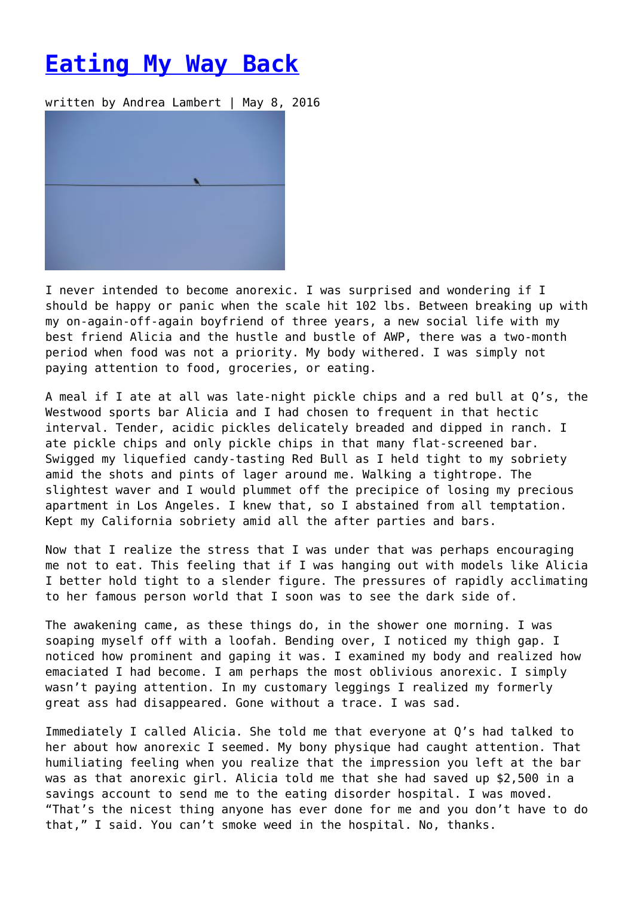# [Eating My Way Back]()

written by Andrea Lambert | May 8, 2016

I never intended to become anorexic. I was surprised and wondering if I should be happy or panic when the scale hit 102 lbs. Between breaking up with my on-again-off-again boyfriend of three years, a new social life with my best friend Alicia and the hustle and bustle of AWP, there was a two-month period when food was not a priority. My body withered. I was simply not paying attention to food, groceries, or eating.

A meal if I ate at all was late-night pickle chips and a red bull at Q's, the Westwood sports bar Alicia and I had chosen to frequent in that hectic interval. Tender, acidic pickles delicately breaded and dipped in ranch. I ate pickle chips and only pickle chips in that many flat-screened bar. Swigged my liquefied candy-tasting Red Bull as I held tight to my sobriety amid the shots and pints of lager around me. Walking a tightrope. The slightest waver and I would plummet off the precipice of losing my precious apartment in Los Angeles. I knew that, so I abstained from all temptation. Kept my California sobriety amid all the after parties and bars.

Now that I realize the stress that I was under that was perhaps encouraging me not to eat. This feeling that if I was hanging out with models like Alicia I better hold tight to a slender figure. The pressures of rapidly acclimating to her famous person world that I soon was to see the dark side of.

The awakening came, as these things do, in the shower one morning. I was soaping myself off with a loofah. Bending over, I noticed my thigh gap. I noticed how prominent and gaping it was. I examined my body and realized how emaciated I had become. I am perhaps the most oblivious anorexic. I simply wasn't paying attention. In my customary leggings I realized my formerly great ass had disappeared. Gone without a trace. I was sad.

Immediately I called Alicia. She told me that everyone at Q's had talked to her about how anorexic I seemed. My bony physique had caught attention. That humiliating feeling when you realize that the impression you left at the bar was as that anorexic girl. Alicia told me that she had saved up $2,500 in a savings account to send me to the eating disorder hospital. I was moved. "That's the nicest thing anyone has ever done for me and you don't have to do that," I said. You can't smoke weed in the hospital. No, thanks.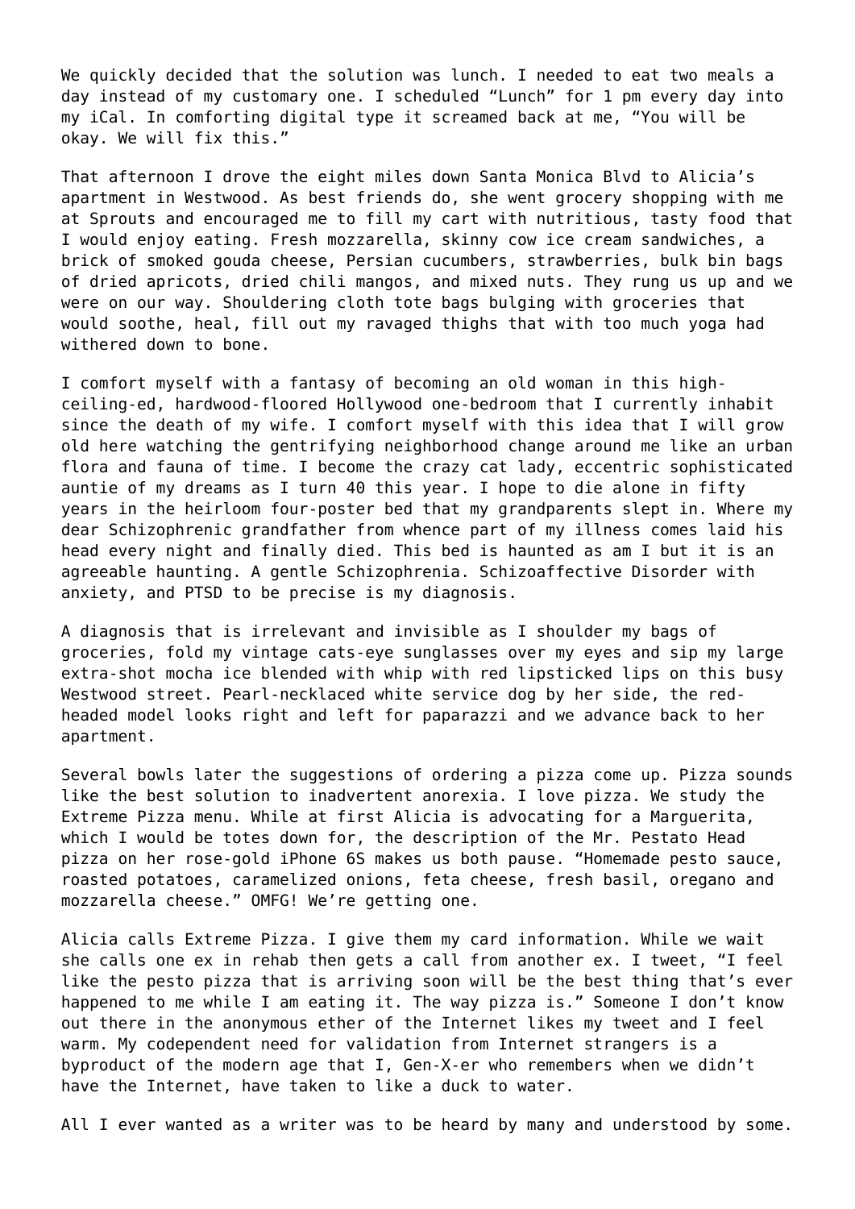We quickly decided that the solution was lunch. I needed to eat two meals a day instead of my customary one. I scheduled "Lunch" for 1 pm every day into my iCal. In comforting digital type it screamed back at me, "You will be okay. We will fix this."

That afternoon I drove the eight miles down Santa Monica Blvd to Alicia's apartment in Westwood. As best friends do, she went grocery shopping with me at Sprouts and encouraged me to fill my cart with nutritious, tasty food that I would enjoy eating. Fresh mozzarella, skinny cow ice cream sandwiches, a brick of smoked gouda cheese, Persian cucumbers, strawberries, bulk bin bags of dried apricots, dried chili mangos, and mixed nuts. They rung us up and we were on our way. Shouldering cloth tote bags bulging with groceries that would soothe, heal, fill out my ravaged thighs that with too much yoga had withered down to bone.

I comfort myself with a fantasy of becoming an old woman in this high-ceiling-ed, hardwood-floored Hollywood one-bedroom that I currently inhabit since the death of my wife. I comfort myself with this idea that I will grow old here watching the gentrifying neighborhood change around me like an urban flora and fauna of time. I become the crazy cat lady, eccentric sophisticated auntie of my dreams as I turn 40 this year. I hope to die alone in fifty years in the heirloom four-poster bed that my grandparents slept in. Where my dear Schizophrenic grandfather from whence part of my illness comes laid his head every night and finally died. This bed is haunted as am I but it is an agreeable haunting. A gentle Schizophrenia. Schizoaffective Disorder with anxiety, and PTSD to be precise is my diagnosis.

A diagnosis that is irrelevant and invisible as I shoulder my bags of groceries, fold my vintage cats-eye sunglasses over my eyes and sip my large extra-shot mocha ice blended with whip with red lipsticked lips on this busy Westwood street. Pearl-necklaced white service dog by her side, the red-headed model looks right and left for paparazzi and we advance back to her apartment.

Several bowls later the suggestions of ordering a pizza come up. Pizza sounds like the best solution to inadvertent anorexia. I love pizza. We study the Extreme Pizza menu. While at first Alicia is advocating for a Marguerita, which I would be totes down for, the description of the Mr. Pestato Head pizza on her rose-gold iPhone 6S makes us both pause. "Homemade pesto sauce, roasted potatoes, caramelized onions, feta cheese, fresh basil, oregano and mozzarella cheese." OMFG! We're getting one.

Alicia calls Extreme Pizza. I give them my card information. While we wait she calls one ex in rehab then gets a call from another ex. I tweet, "I feel like the pesto pizza that is arriving soon will be the best thing that's ever happened to me while I am eating it. The way pizza is." Someone I don't know out there in the anonymous ether of the Internet likes my tweet and I feel warm. My codependent need for validation from Internet strangers is a byproduct of the modern age that I, Gen-X-er who remembers when we didn't have the Internet, have taken to like a duck to water.

All I ever wanted as a writer was to be heard by many and understood by some.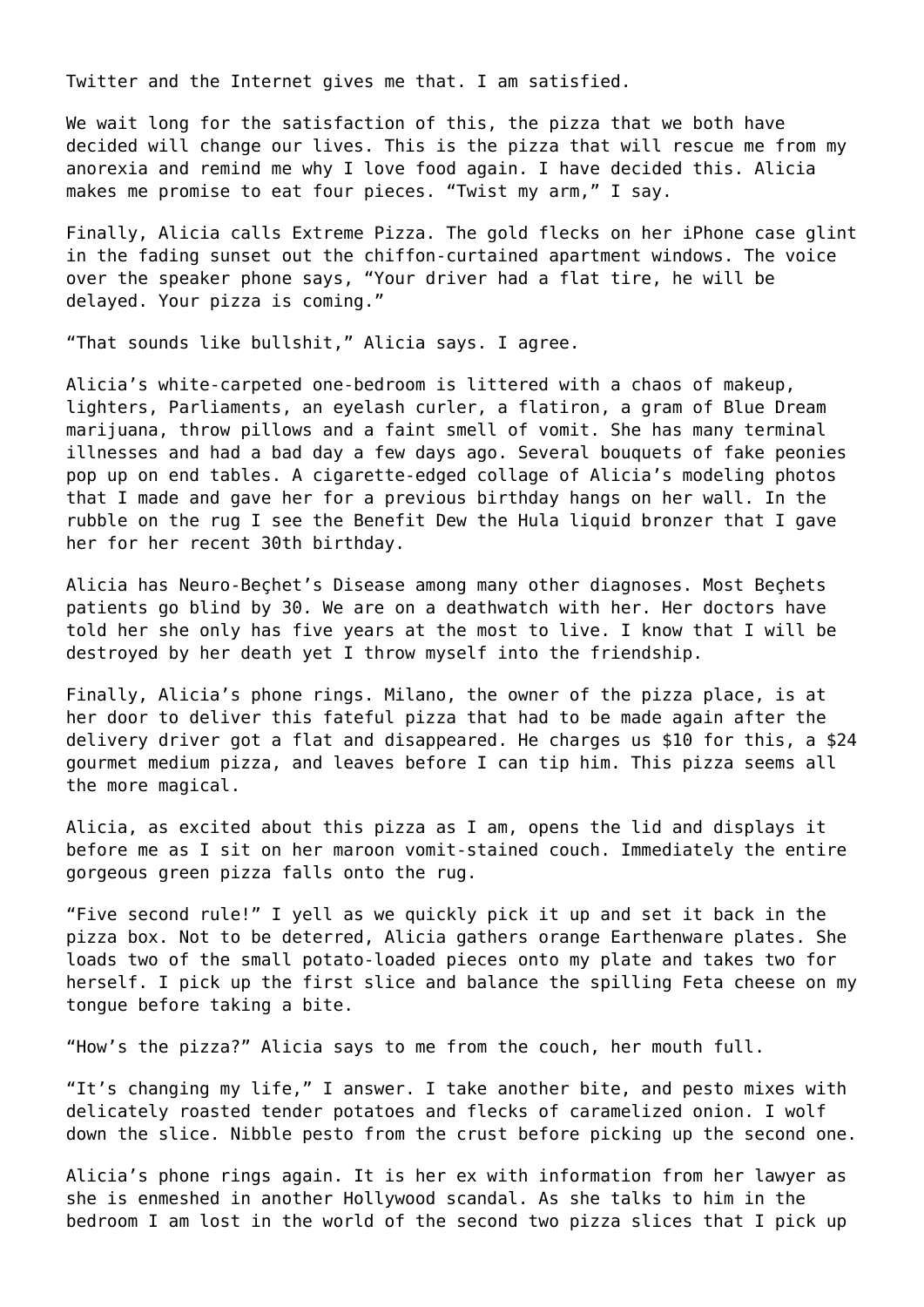Twitter and the Internet gives me that. I am satisfied.

We wait long for the satisfaction of this, the pizza that we both have decided will change our lives. This is the pizza that will rescue me from my anorexia and remind me why I love food again. I have decided this. Alicia makes me promise to eat four pieces. “Twist my arm,” I say.

Finally, Alicia calls Extreme Pizza. The gold flecks on her iPhone case glint in the fading sunset out the chiffon-curtained apartment windows. The voice over the speaker phone says, “Your driver had a flat tire, he will be delayed. Your pizza is coming.”

“That sounds like bullshit,” Alicia says. I agree.

Alicia’s white-carpeted one-bedroom is littered with a chaos of makeup, lighters, Parliaments, an eyelash curler, a flatiron, a gram of Blue Dream marijuana, throw pillows and a faint smell of vomit. She has many terminal illnesses and had a bad day a few days ago. Several bouquets of fake peonies pop up on end tables. A cigarette-edged collage of Alicia’s modeling photos that I made and gave her for a previous birthday hangs on her wall. In the rubble on the rug I see the Benefit Dew the Hula liquid bronzer that I gave her for her recent 30th birthday.

Alicia has Neuro-Beçhet’s Disease among many other diagnoses. Most Beçhets patients go blind by 30. We are on a deathwatch with her. Her doctors have told her she only has five years at the most to live. I know that I will be destroyed by her death yet I throw myself into the friendship.

Finally, Alicia’s phone rings. Milano, the owner of the pizza place, is at her door to deliver this fateful pizza that had to be made again after the delivery driver got a flat and disappeared. He charges us $10 for this, a $24 gourmet medium pizza, and leaves before I can tip him. This pizza seems all the more magical.

Alicia, as excited about this pizza as I am, opens the lid and displays it before me as I sit on her maroon vomit-stained couch. Immediately the entire gorgeous green pizza falls onto the rug.

“Five second rule!” I yell as we quickly pick it up and set it back in the pizza box. Not to be deterred, Alicia gathers orange Earthenware plates. She loads two of the small potato-loaded pieces onto my plate and takes two for herself. I pick up the first slice and balance the spilling Feta cheese on my tongue before taking a bite.

“How’s the pizza?” Alicia says to me from the couch, her mouth full.

“It’s changing my life,” I answer. I take another bite, and pesto mixes with delicately roasted tender potatoes and flecks of caramelized onion. I wolf down the slice. Nibble pesto from the crust before picking up the second one.

Alicia’s phone rings again. It is her ex with information from her lawyer as she is enmeshed in another Hollywood scandal. As she talks to him in the bedroom I am lost in the world of the second two pizza slices that I pick up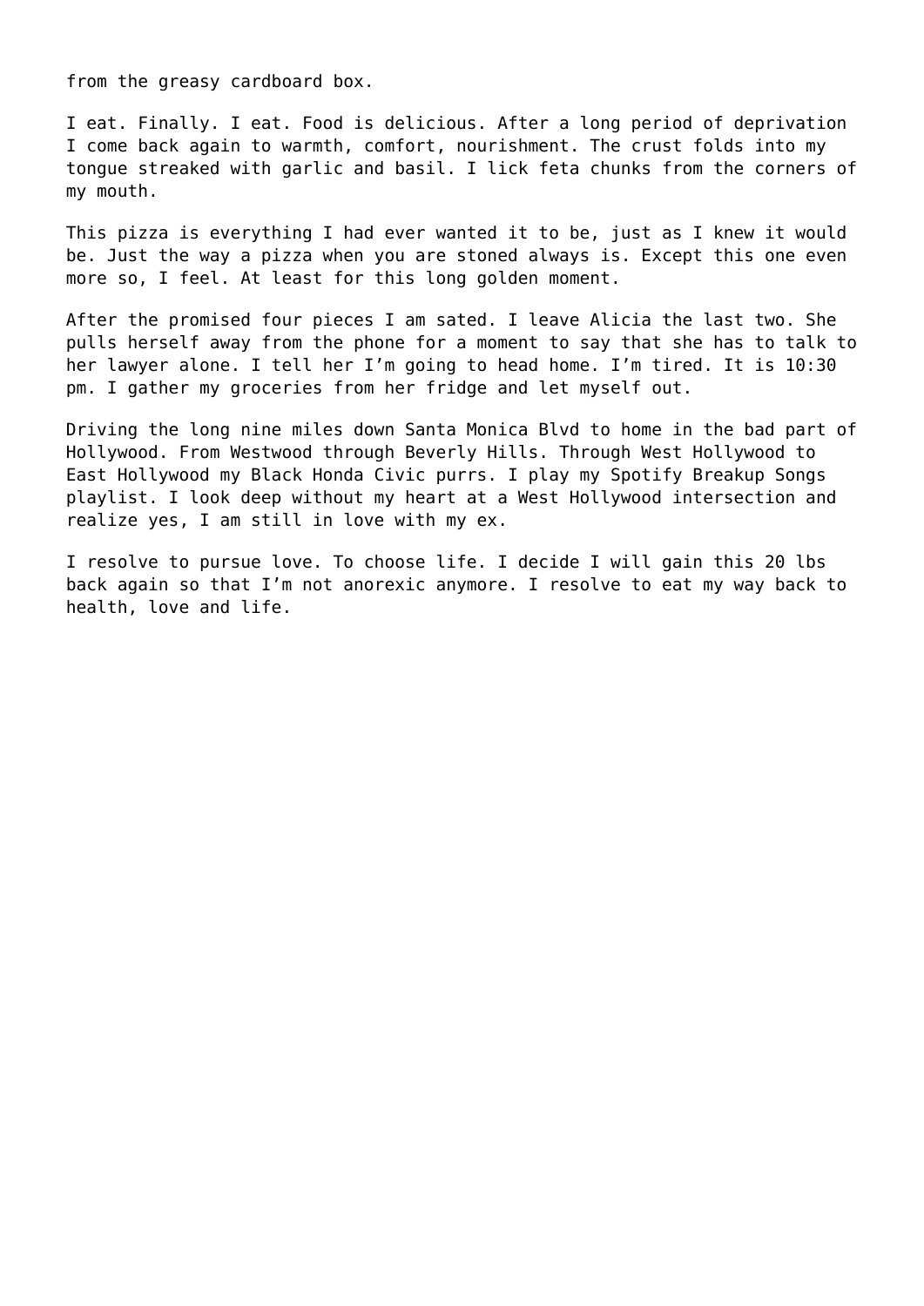from the greasy cardboard box.

I eat. Finally. I eat. Food is delicious. After a long period of deprivation I come back again to warmth, comfort, nourishment. The crust folds into my tongue streaked with garlic and basil. I lick feta chunks from the corners of my mouth.

This pizza is everything I had ever wanted it to be, just as I knew it would be. Just the way a pizza when you are stoned always is. Except this one even more so, I feel. At least for this long golden moment.

After the promised four pieces I am sated. I leave Alicia the last two. She pulls herself away from the phone for a moment to say that she has to talk to her lawyer alone. I tell her I'm going to head home. I'm tired. It is 10:30 pm. I gather my groceries from her fridge and let myself out.

Driving the long nine miles down Santa Monica Blvd to home in the bad part of Hollywood. From Westwood through Beverly Hills. Through West Hollywood to East Hollywood my Black Honda Civic purrs. I play my Spotify Breakup Songs playlist. I look deep without my heart at a West Hollywood intersection and realize yes, I am still in love with my ex.

I resolve to pursue love. To choose life. I decide I will gain this 20 lbs back again so that I'm not anorexic anymore. I resolve to eat my way back to health, love and life.